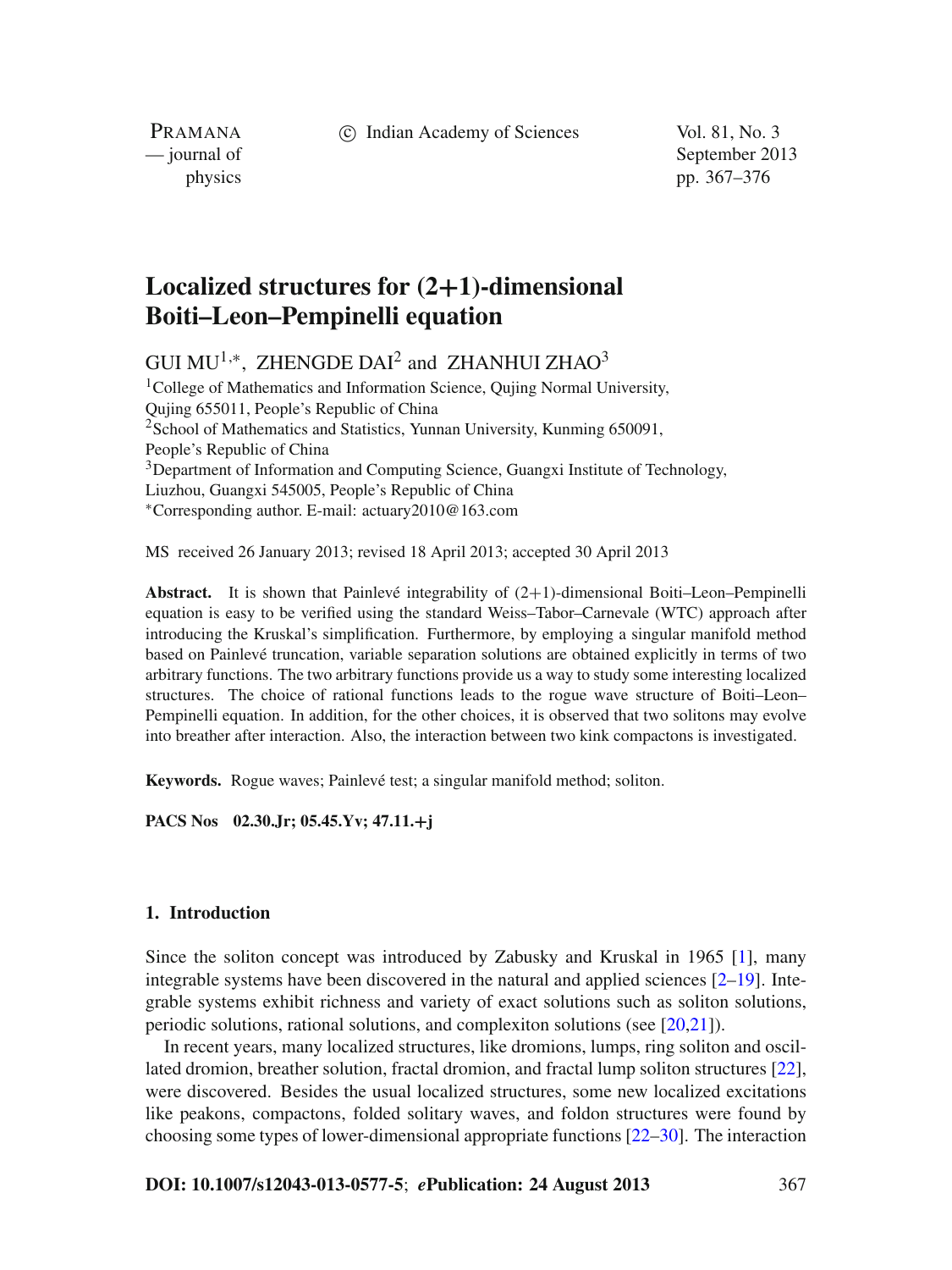# Localized structures for (2+1)-dimensional Boiti–Leon–Pempinelli equation

GUI MU[1,*], ZHENGDE DAI[2] and ZHANHUI ZHAO[3]

[1]College of Mathematics and Information Science, Qujing Normal University, Qujing 655011, People's Republic of China
[2]School of Mathematics and Statistics, Yunnan University, Kunming 650091, People's Republic of China
[3]Department of Information and Computing Science, Guangxi Institute of Technology, Liuzhou, Guangxi 545005, People's Republic of China
*Corresponding author. E-mail: actuary2010@163.com

MS received 26 January 2013; revised 18 April 2013; accepted 30 April 2013

**Abstract.** It is shown that Painlevé integrability of (2+1)-dimensional Boiti–Leon–Pempinelli equation is easy to be verified using the standard Weiss–Tabor–Carnevale (WTC) approach after introducing the Kruskal's simplification. Furthermore, by employing a singular manifold method based on Painlevé truncation, variable separation solutions are obtained explicitly in terms of two arbitrary functions. The two arbitrary functions provide us a way to study some interesting localized structures. The choice of rational functions leads to the rogue wave structure of Boiti–Leon–Pempinelli equation. In addition, for the other choices, it is observed that two solitons may evolve into breather after interaction. Also, the interaction between two kink compactons is investigated.

**Keywords.** Rogue waves; Painlevé test; a singular manifold method; soliton.

**PACS Nos** 02.30.Jr; 05.45.Yv; 47.11.+j

## 1. Introduction

Since the soliton concept was introduced by Zabusky and Kruskal in 1965 [1], many integrable systems have been discovered in the natural and applied sciences [2–19]. Integrable systems exhibit richness and variety of exact solutions such as soliton solutions, periodic solutions, rational solutions, and complexiton solutions (see [20,21]).

In recent years, many localized structures, like dromions, lumps, ring soliton and oscillated dromion, breather solution, fractal dromion, and fractal lump soliton structures [22], were discovered. Besides the usual localized structures, some new localized excitations like peakons, compactons, folded solitary waves, and foldon structures were found by choosing some types of lower-dimensional appropriate functions [22–30]. The interaction

**DOI: 10.1007/s12043-013-0577-5**; ***e*Publication: 24 August 2013**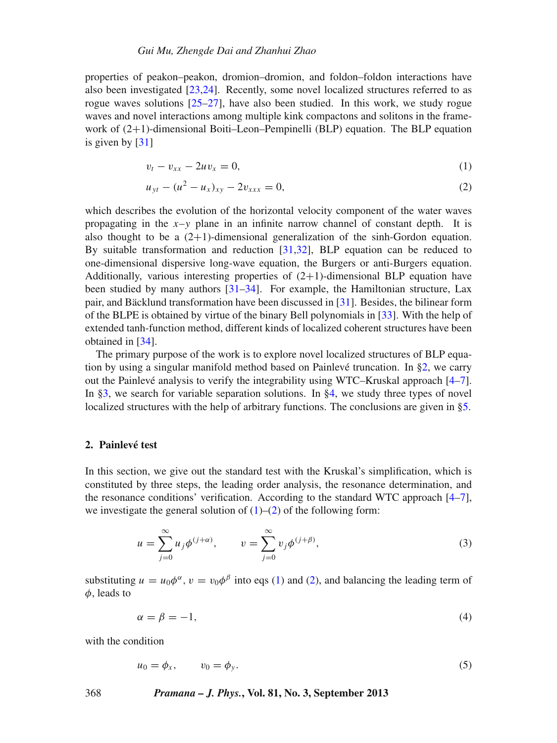properties of peakon–peakon, dromion–dromion, and foldon–foldon interactions have also been investigated [23,24]. Recently, some novel localized structures referred to as rogue waves solutions [25–27], have also been studied. In this work, we study rogue waves and novel interactions among multiple kink compactons and solitons in the framework of (2+1)-dimensional Boiti–Leon–Pempinelli (BLP) equation. The BLP equation is given by [31]

$$v_t - v_{xx} - 2uv_x = 0, \tag{1}$$

$$u_{yt} - (u^2 - u_x)_{xy} - 2v_{xxx} = 0, \tag{2}$$

which describes the evolution of the horizontal velocity component of the water waves propagating in the $x$–$y$ plane in an infinite narrow channel of constant depth. It is also thought to be a (2+1)-dimensional generalization of the sinh-Gordon equation. By suitable transformation and reduction [31,32], BLP equation can be reduced to one-dimensional dispersive long-wave equation, the Burgers or anti-Burgers equation. Additionally, various interesting properties of (2+1)-dimensional BLP equation have been studied by many authors [31–34]. For example, the Hamiltonian structure, Lax pair, and Bäcklund transformation have been discussed in [31]. Besides, the bilinear form of the BLPE is obtained by virtue of the binary Bell polynomials in [33]. With the help of extended tanh-function method, different kinds of localized coherent structures have been obtained in [34].

The primary purpose of the work is to explore novel localized structures of BLP equation by using a singular manifold method based on Painlevé truncation. In §2, we carry out the Painlevé analysis to verify the integrability using WTC–Kruskal approach [4–7]. In §3, we search for variable separation solutions. In §4, we study three types of novel localized structures with the help of arbitrary functions. The conclusions are given in §5.

## 2. Painlevé test

In this section, we give out the standard test with the Kruskal's simplification, which is constituted by three steps, the leading order analysis, the resonance determination, and the resonance conditions' verification. According to the standard WTC approach [4–7], we investigate the general solution of (1)–(2) of the following form:

$$u = \sum_{j=0}^{\infty} u_j \phi^{(j+\alpha)}, \qquad v = \sum_{j=0}^{\infty} v_j \phi^{(j+\beta)}, \tag{3}$$

substituting $u = u_0 \phi^{\alpha}$, $v = v_0 \phi^{\beta}$ into eqs (1) and (2), and balancing the leading term of $\phi$, leads to

$$\alpha = \beta = -1, \tag{4}$$

with the condition

$$u_0 = \phi_x, \qquad v_0 = \phi_y. \tag{5}$$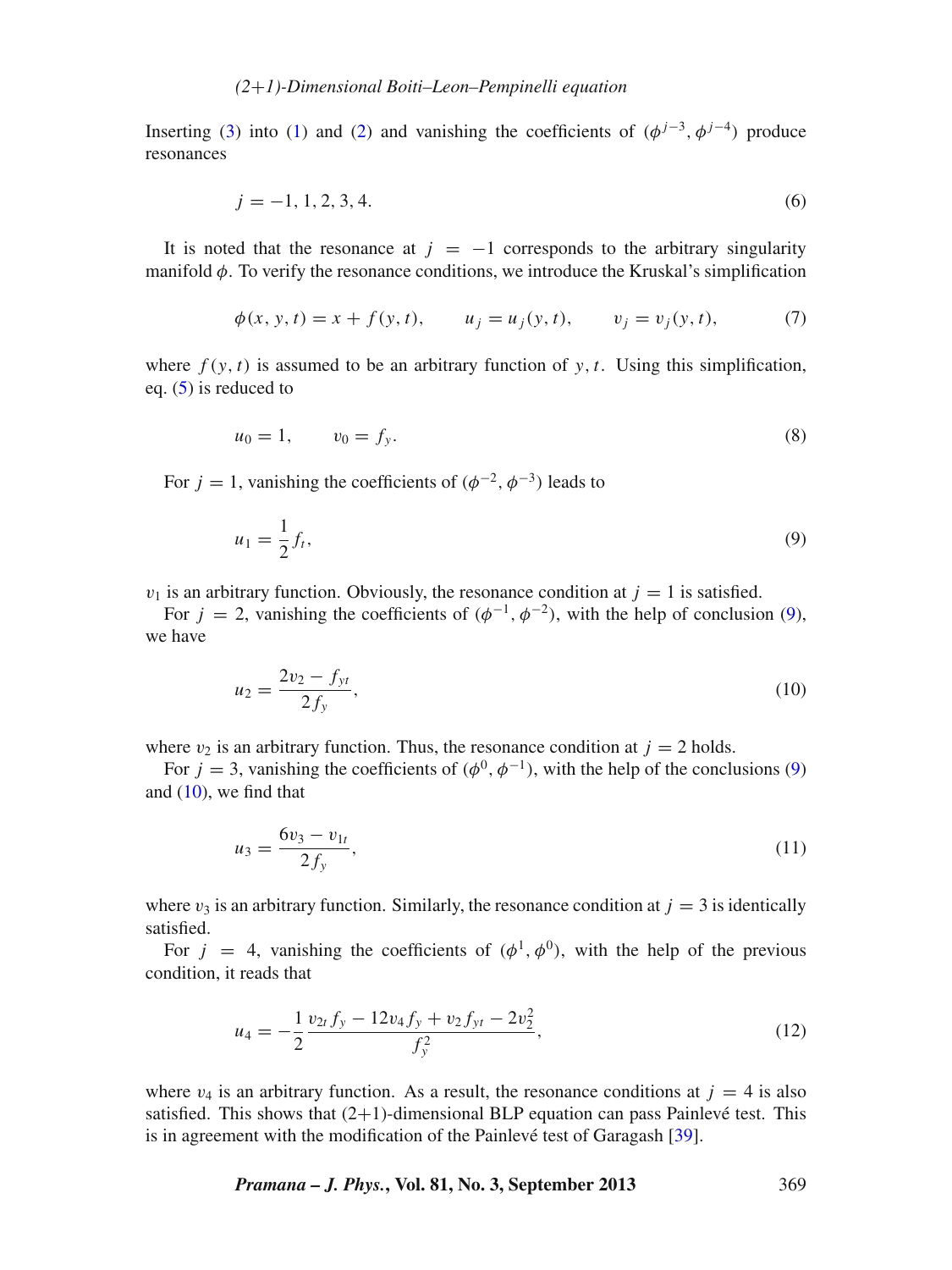Inserting (3) into (1) and (2) and vanishing the coefficients of $(\phi^{j-3}, \phi^{j-4})$ produce resonances

$$j = -1, 1, 2, 3, 4. \tag{6}$$

It is noted that the resonance at $j = -1$ corresponds to the arbitrary singularity manifold $\phi$. To verify the resonance conditions, we introduce the Kruskal's simplification

$$\phi(x, y, t) = x + f(y, t), \qquad u_j = u_j(y, t), \qquad v_j = v_j(y, t), \tag{7}$$

where $f(y, t)$ is assumed to be an arbitrary function of $y, t$. Using this simplification, eq. (5) is reduced to

$$u_0 = 1, \qquad v_0 = f_y. \tag{8}$$

For $j = 1$, vanishing the coefficients of $(\phi^{-2}, \phi^{-3})$ leads to

$$u_1 = \frac{1}{2} f_t, \tag{9}$$

$v_1$ is an arbitrary function. Obviously, the resonance condition at $j = 1$ is satisfied.

For $j = 2$, vanishing the coefficients of $(\phi^{-1}, \phi^{-2})$, with the help of conclusion (9), we have

$$u_2 = \frac{2v_2 - f_{yt}}{2 f_y}, \tag{10}$$

where $v_2$ is an arbitrary function. Thus, the resonance condition at $j = 2$ holds.

For $j = 3$, vanishing the coefficients of $(\phi^0, \phi^{-1})$, with the help of the conclusions (9) and (10), we find that

$$u_3 = \frac{6v_3 - v_{1t}}{2 f_y}, \tag{11}$$

where $v_3$ is an arbitrary function. Similarly, the resonance condition at $j = 3$ is identically satisfied.

For $j = 4$, vanishing the coefficients of $(\phi^1, \phi^0)$, with the help of the previous condition, it reads that

$$u_4 = -\frac{1}{2} \frac{v_{2t} f_y - 12 v_4 f_y + v_2 f_{yt} - 2v_2^2}{f_y^2}, \tag{12}$$

where $v_4$ is an arbitrary function. As a result, the resonance conditions at $j = 4$ is also satisfied. This shows that (2+1)-dimensional BLP equation can pass Painlevé test. This is in agreement with the modification of the Painlevé test of Garagash [39].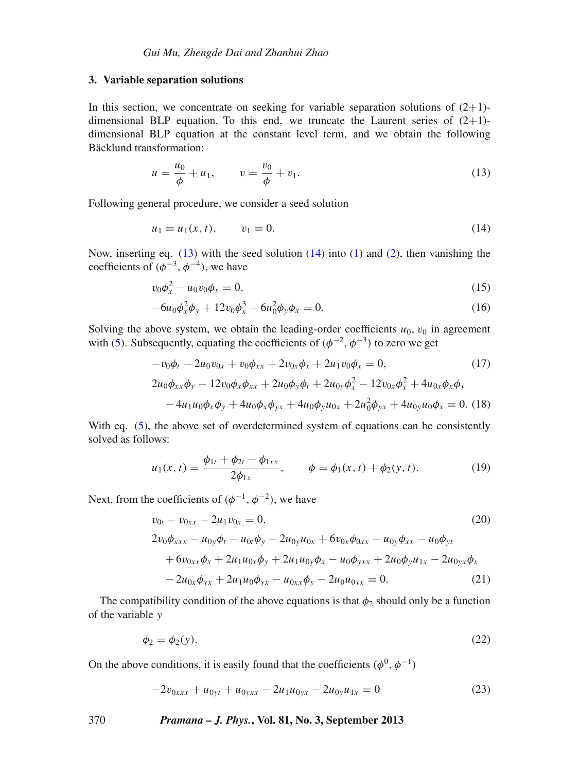### 3. Variable separation solutions

In this section, we concentrate on seeking for variable separation solutions of (2+1)-dimensional BLP equation. To this end, we truncate the Laurent series of (2+1)-dimensional BLP equation at the constant level term, and we obtain the following Bäcklund transformation:

$$u = \frac{u_0}{\phi} + u_1, \qquad v = \frac{v_0}{\phi} + v_1. \tag{13}$$

Following general procedure, we consider a seed solution

$$u_1 = u_1(x,t), \qquad v_1 = 0. \tag{14}$$

Now, inserting eq. (13) with the seed solution (14) into (1) and (2), then vanishing the coefficients of $(\phi^{-3}, \phi^{-4})$, we have

$$v_0\phi_x^2 - u_0 v_0 \phi_x = 0, \tag{15}$$

$$-6u_0\phi_x^2\phi_y + 12v_0\phi_x^3 - 6u_0^2\phi_y\phi_x = 0. \tag{16}$$

Solving the above system, we obtain the leading-order coefficients $u_0$, $v_0$ in agreement with (5). Subsequently, equating the coefficients of $(\phi^{-2}, \phi^{-3})$ to zero we get

$$-v_0\phi_t - 2u_0v_{0x} + v_0\phi_{xx} + 2v_{0x}\phi_x + 2u_1v_0\phi_x = 0, \tag{17}$$

$$\begin{aligned}
&2u_0\phi_{xx}\phi_y - 12v_0\phi_x\phi_{xx} + 2u_0\phi_y\phi_t + 2u_{0y}\phi_x^2 - 12v_{0x}\phi_x^2 + 4u_{0x}\phi_x\phi_y \\
&\quad - 4u_1u_0\phi_x\phi_y + 4u_0\phi_x\phi_{yx} + 4u_0\phi_y u_{0x} + 2u_0^2\phi_{yx} + 4u_{0y}u_0\phi_x = 0.
\end{aligned} \tag{18}$$

With eq. (5), the above set of overdetermined system of equations can be consistently solved as follows:

$$u_1(x,t) = \frac{\phi_{1t} + \phi_{2t} - \phi_{1xx}}{2\phi_{1x}}, \qquad \phi = \phi_1(x,t) + \phi_2(y,t). \tag{19}$$

Next, from the coefficients of $(\phi^{-1}, \phi^{-2})$, we have

$$v_{0t} - v_{0xx} - 2u_1v_{0x} = 0, \tag{20}$$

$$\begin{aligned}
&2v_0\phi_{xxx} - u_{0y}\phi_t - u_{0t}\phi_y - 2u_{0y}u_{0x} + 6v_{0x}\phi_{0xx} - u_{0y}\phi_{xx} - u_0\phi_{yt} \\
&\quad + 6v_{0xx}\phi_x + 2u_1u_{0x}\phi_y + 2u_1u_{0y}\phi_x - u_0\phi_{yxx} + 2u_0\phi_y u_{1x} - 2u_{0yx}\phi_x \\
&\quad - 2u_{0x}\phi_{yx} + 2u_1u_0\phi_{yx} - u_{0xx}\phi_y - 2u_0u_{0yx} = 0.
\end{aligned} \tag{21}$$

The compatibility condition of the above equations is that $\phi_2$ should only be a function of the variable $y$

$$\phi_2 = \phi_2(y). \tag{22}$$

On the above conditions, it is easily found that the coefficients $(\phi^0, \phi^{-1})$

$$-2v_{0xxx} + u_{0yt} + u_{0yxx} - 2u_1u_{0yx} - 2u_{0y}u_{1x} = 0 \tag{23}$$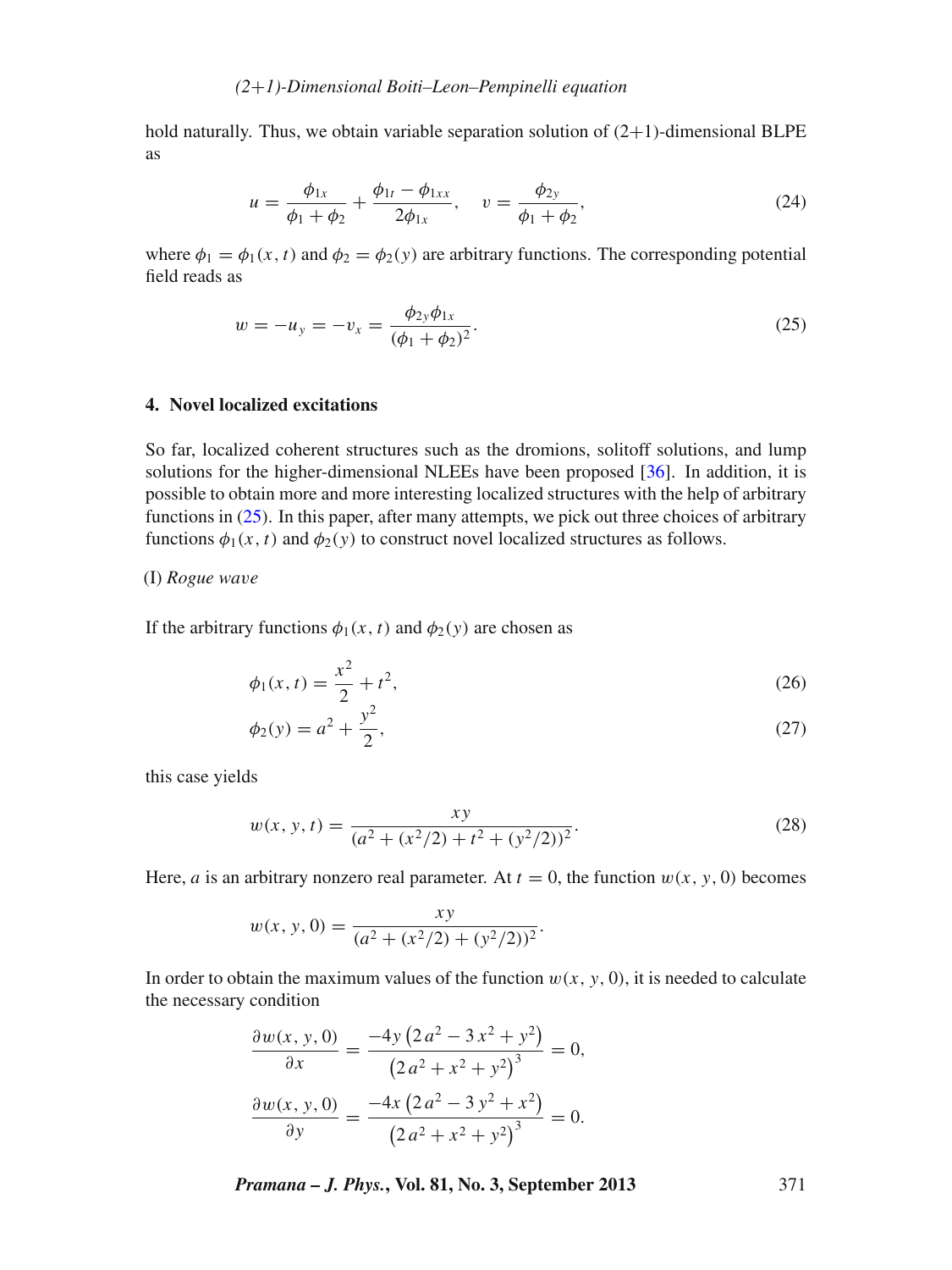hold naturally. Thus, we obtain variable separation solution of (2+1)-dimensional BLPE as

$$u = \frac{\phi_{1x}}{\phi_1 + \phi_2} + \frac{\phi_{1t} - \phi_{1xx}}{2\phi_{1x}}, \quad v = \frac{\phi_{2y}}{\phi_1 + \phi_2}, \tag{24}$$

where $\phi_1 = \phi_1(x, t)$ and $\phi_2 = \phi_2(y)$ are arbitrary functions. The corresponding potential field reads as

$$w = -u_y = -v_x = \frac{\phi_{2y}\phi_{1x}}{(\phi_1 + \phi_2)^2}. \tag{25}$$

## 4. Novel localized excitations

So far, localized coherent structures such as the dromions, solitoff solutions, and lump solutions for the higher-dimensional NLEEs have been proposed [36]. In addition, it is possible to obtain more and more interesting localized structures with the help of arbitrary functions in (25). In this paper, after many attempts, we pick out three choices of arbitrary functions $\phi_1(x, t)$ and $\phi_2(y)$ to construct novel localized structures as follows.

(I) *Rogue wave*

If the arbitrary functions $\phi_1(x, t)$ and $\phi_2(y)$ are chosen as

$$\phi_1(x, t) = \frac{x^2}{2} + t^2, \tag{26}$$

$$\phi_2(y) = a^2 + \frac{y^2}{2}, \tag{27}$$

this case yields

$$w(x, y, t) = \frac{xy}{(a^2 + (x^2/2) + t^2 + (y^2/2))^2}. \tag{28}$$

Here, $a$ is an arbitrary nonzero real parameter. At $t = 0$, the function $w(x, y, 0)$ becomes

$$w(x, y, 0) = \frac{xy}{(a^2 + (x^2/2) + (y^2/2))^2}.$$

In order to obtain the maximum values of the function $w(x, y, 0)$, it is needed to calculate the necessary condition

$$\frac{\partial w(x, y, 0)}{\partial x} = \frac{-4y\left(2\,a^2 - 3\,x^2 + y^2\right)}{\left(2\,a^2 + x^2 + y^2\right)^3} = 0,$$

$$\frac{\partial w(x, y, 0)}{\partial y} = \frac{-4x\left(2\,a^2 - 3\,y^2 + x^2\right)}{\left(2\,a^2 + x^2 + y^2\right)^3} = 0.$$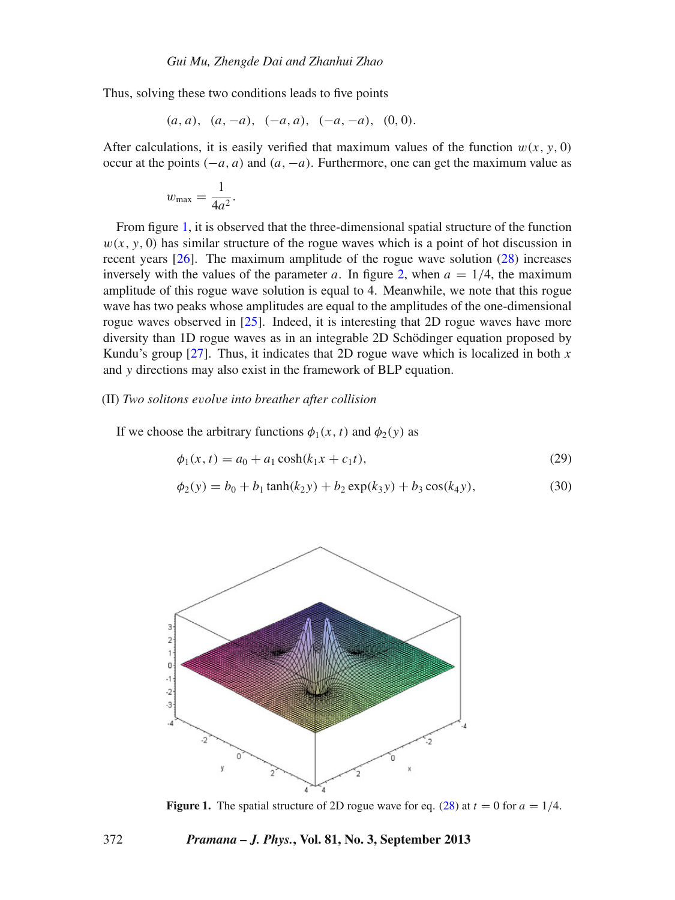Thus, solving these two conditions leads to five points

$$(a, a), \quad (a, -a), \quad (-a, a), \quad (-a, -a), \quad (0, 0).$$

After calculations, it is easily verified that maximum values of the function $w(x, y, 0)$ occur at the points $(-a, a)$ and $(a, -a)$. Furthermore, one can get the maximum value as

$$w_{\max} = \frac{1}{4a^2}.$$

From figure 1, it is observed that the three-dimensional spatial structure of the function $w(x, y, 0)$ has similar structure of the rogue waves which is a point of hot discussion in recent years [26]. The maximum amplitude of the rogue wave solution (28) increases inversely with the values of the parameter $a$. In figure 2, when $a = 1/4$, the maximum amplitude of this rogue wave solution is equal to 4. Meanwhile, we note that this rogue wave has two peaks whose amplitudes are equal to the amplitudes of the one-dimensional rogue waves observed in [25]. Indeed, it is interesting that 2D rogue waves have more diversity than 1D rogue waves as in an integrable 2D Schödinger equation proposed by Kundu's group [27]. Thus, it indicates that 2D rogue wave which is localized in both $x$ and $y$ directions may also exist in the framework of BLP equation.

(II) *Two solitons evolve into breather after collision*

If we choose the arbitrary functions $\phi_1(x, t)$ and $\phi_2(y)$ as

$$\phi_1(x, t) = a_0 + a_1 \cosh(k_1 x + c_1 t), \tag{29}$$

$$\phi_2(y) = b_0 + b_1 \tanh(k_2 y) + b_2 \exp(k_3 y) + b_3 \cos(k_4 y), \tag{30}$$

**Figure 1.** The spatial structure of 2D rogue wave for eq. (28) at $t = 0$ for $a = 1/4$.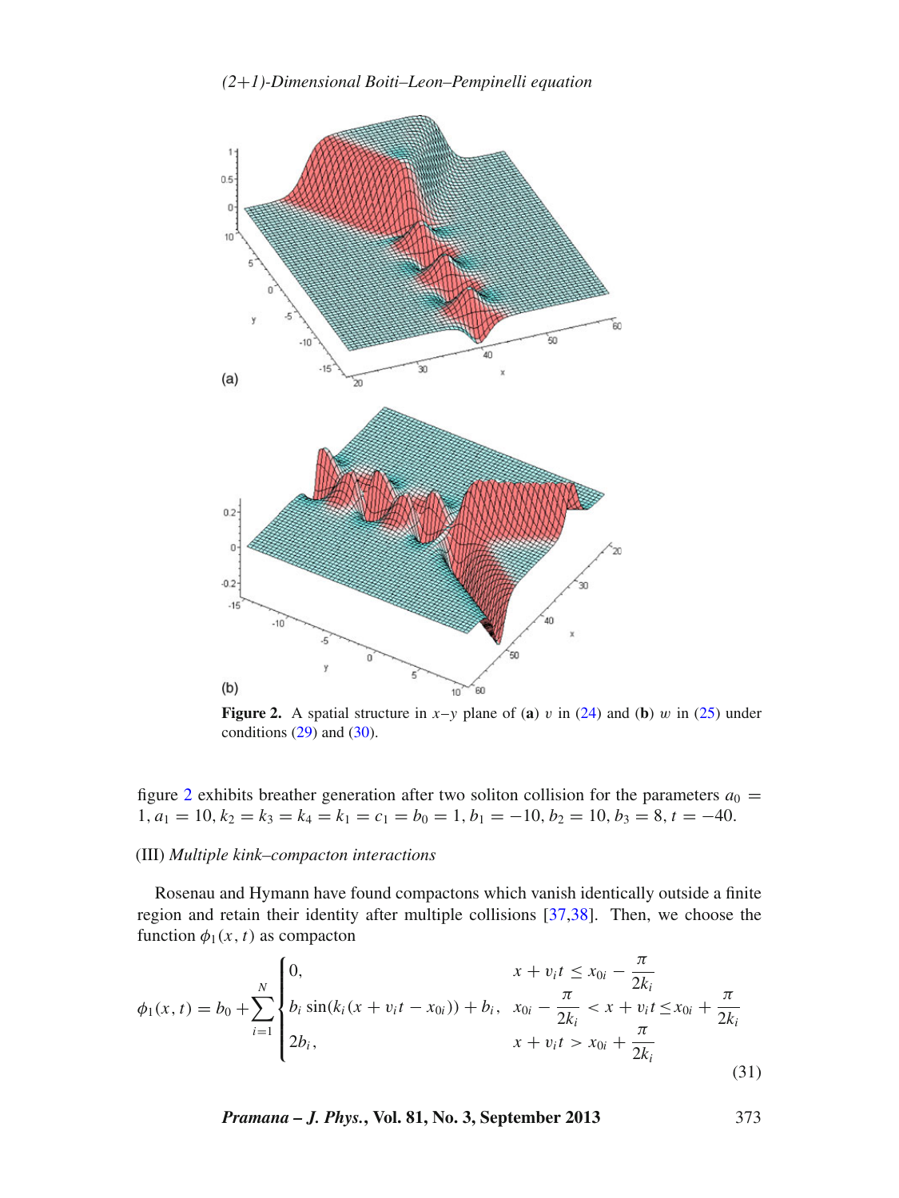**Figure 2.** A spatial structure in $x$–$y$ plane of (**a**) $v$ in (24) and (**b**) $w$ in (25) under conditions (29) and (30).

figure 2 exhibits breather generation after two soliton collision for the parameters $a_0 = 1, a_1 = 10, k_2 = k_3 = k_4 = k_1 = c_1 = b_0 = 1, b_1 = -10, b_2 = 10, b_3 = 8, t = -40$.

(III) *Multiple kink–compacton interactions*

Rosenau and Hymann have found compactons which vanish identically outside a finite region and retain their identity after multiple collisions [37,38]. Then, we choose the function $\phi_1(x,t)$ as compacton

$$\phi_1(x,t) = b_0 + \sum_{i=1}^{N} \begin{cases} 0, & x + v_i t \le x_{0i} - \dfrac{\pi}{2k_i} \\ b_i \sin(k_i(x + v_i t - x_{0i})) + b_i, & x_{0i} - \dfrac{\pi}{2k_i} < x + v_i t \le x_{0i} + \dfrac{\pi}{2k_i} \\ 2b_i, & x + v_i t > x_{0i} + \dfrac{\pi}{2k_i} \end{cases} \tag{31}$$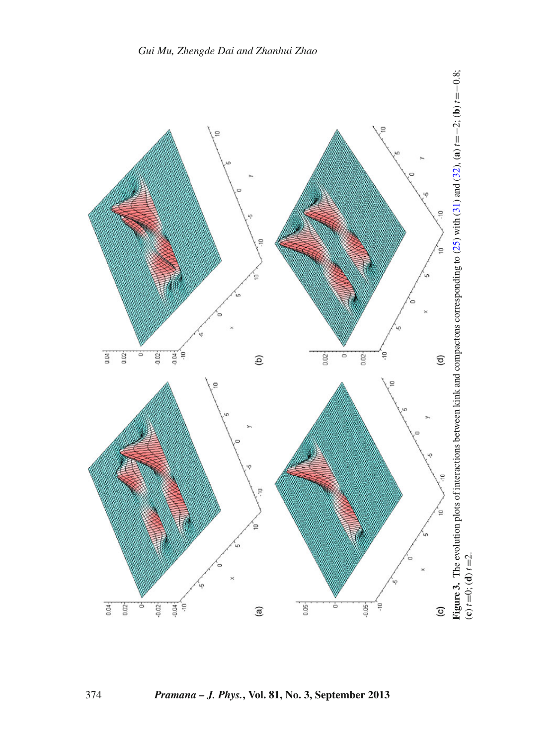**Figure 3.** The evolution plots of interactions between kink and compactons corresponding to (25) with (31) and (32), **(a)** $t=-2$; **(b)** $t=-0.8$; **(c)** $t=0$; **(d)** $t=2$.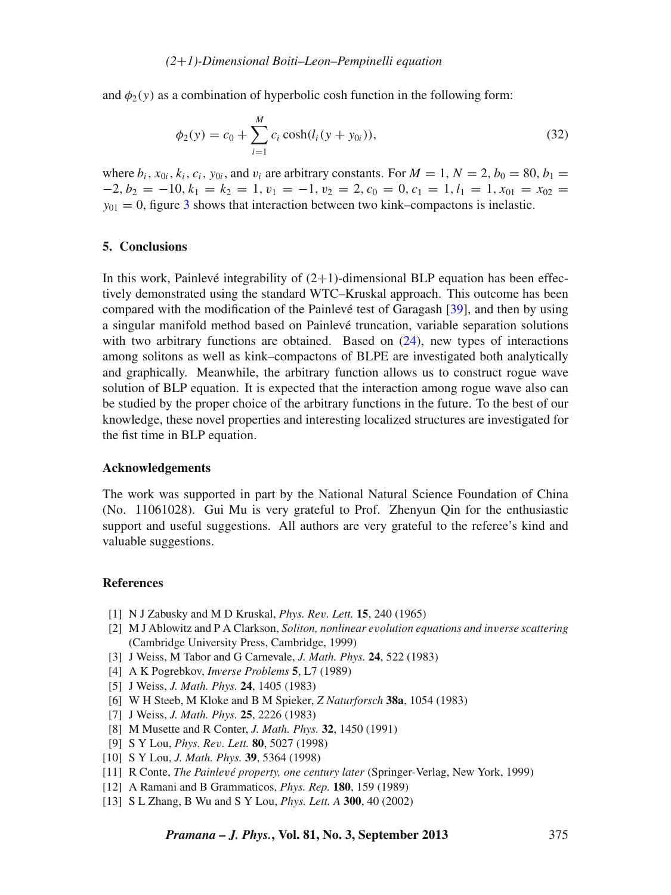and $\phi_2(y)$ as a combination of hyperbolic cosh function in the following form:

$$\phi_2(y) = c_0 + \sum_{i=1}^{M} c_i \cosh(l_i(y + y_{0i})), \tag{32}$$

where $b_i$, $x_{0i}$, $k_i$, $c_i$, $y_{0i}$, and $v_i$ are arbitrary constants. For $M = 1$, $N = 2$, $b_0 = 80$, $b_1 = -2$, $b_2 = -10$, $k_1 = k_2 = 1$, $v_1 = -1$, $v_2 = 2$, $c_0 = 0$, $c_1 = 1$, $l_1 = 1$, $x_{01} = x_{02} = y_{01} = 0$, figure 3 shows that interaction between two kink–compactons is inelastic.

## 5. Conclusions

In this work, Painlevé integrability of (2+1)-dimensional BLP equation has been effectively demonstrated using the standard WTC–Kruskal approach. This outcome has been compared with the modification of the Painlevé test of Garagash [39], and then by using a singular manifold method based on Painlevé truncation, variable separation solutions with two arbitrary functions are obtained. Based on (24), new types of interactions among solitons as well as kink–compactons of BLPE are investigated both analytically and graphically. Meanwhile, the arbitrary function allows us to construct rogue wave solution of BLP equation. It is expected that the interaction among rogue wave also can be studied by the proper choice of the arbitrary functions in the future. To the best of our knowledge, these novel properties and interesting localized structures are investigated for the fist time in BLP equation.

### Acknowledgements

The work was supported in part by the National Natural Science Foundation of China (No. 11061028). Gui Mu is very grateful to Prof. Zhenyun Qin for the enthusiastic support and useful suggestions. All authors are very grateful to the referee's kind and valuable suggestions.

### References

[1] N J Zabusky and M D Kruskal, *Phys. Rev. Lett.* **15**, 240 (1965)
[2] M J Ablowitz and P A Clarkson, *Soliton, nonlinear evolution equations and inverse scattering* (Cambridge University Press, Cambridge, 1999)
[3] J Weiss, M Tabor and G Carnevale, *J. Math. Phys.* **24**, 522 (1983)
[4] A K Pogrebkov, *Inverse Problems* **5**, L7 (1989)
[5] J Weiss, *J. Math. Phys.* **24**, 1405 (1983)
[6] W H Steeb, M Kloke and B M Spieker, *Z Naturforsch* **38a**, 1054 (1983)
[7] J Weiss, *J. Math. Phys.* **25**, 2226 (1983)
[8] M Musette and R Conter, *J. Math. Phys.* **32**, 1450 (1991)
[9] S Y Lou, *Phys. Rev. Lett.* **80**, 5027 (1998)
[10] S Y Lou, *J. Math. Phys.* **39**, 5364 (1998)
[11] R Conte, *The Painlevé property, one century later* (Springer-Verlag, New York, 1999)
[12] A Ramani and B Grammaticos, *Phys. Rep.* **180**, 159 (1989)
[13] S L Zhang, B Wu and S Y Lou, *Phys. Lett. A* **300**, 40 (2002)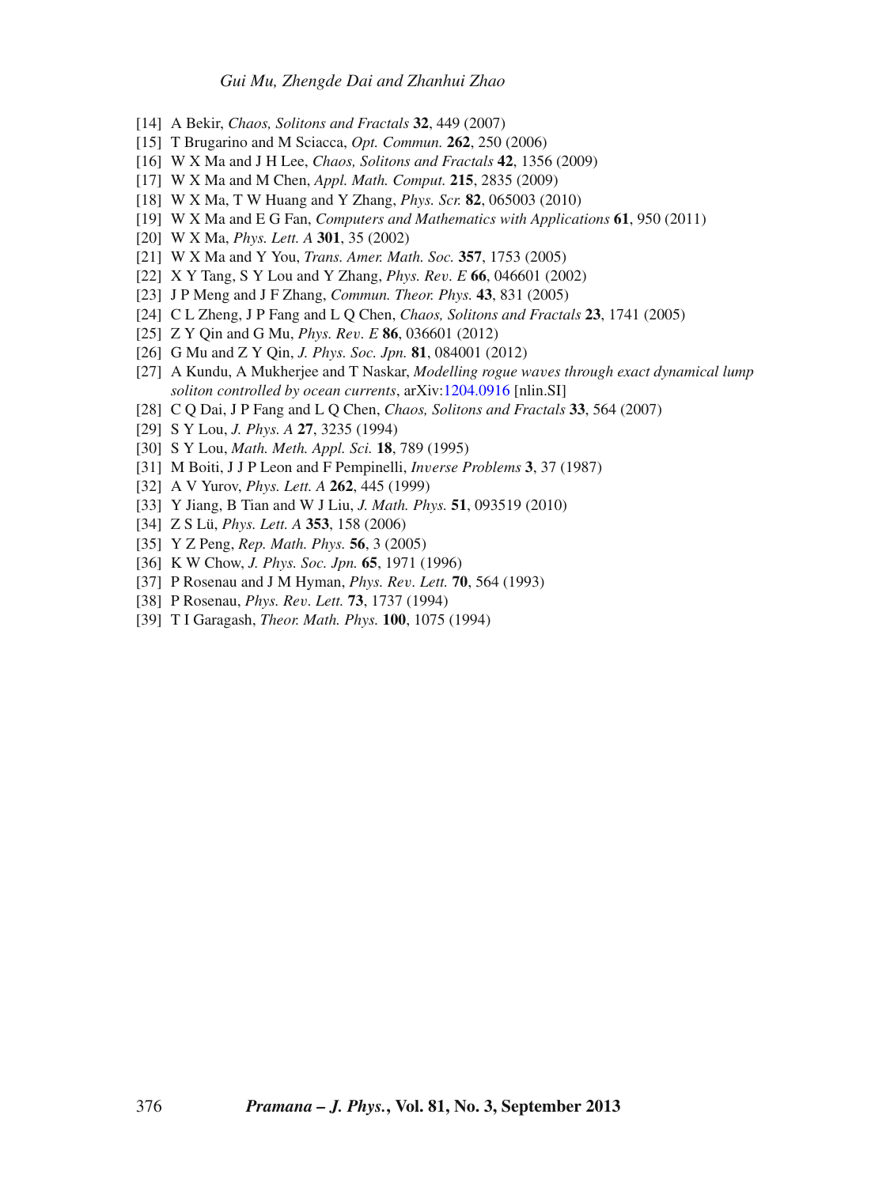[14] A Bekir, *Chaos, Solitons and Fractals* **32**, 449 (2007)
[15] T Brugarino and M Sciacca, *Opt. Commun.* **262**, 250 (2006)
[16] W X Ma and J H Lee, *Chaos, Solitons and Fractals* **42**, 1356 (2009)
[17] W X Ma and M Chen, *Appl. Math. Comput.* **215**, 2835 (2009)
[18] W X Ma, T W Huang and Y Zhang, *Phys. Scr.* **82**, 065003 (2010)
[19] W X Ma and E G Fan, *Computers and Mathematics with Applications* **61**, 950 (2011)
[20] W X Ma, *Phys. Lett. A* **301**, 35 (2002)
[21] W X Ma and Y You, *Trans. Amer. Math. Soc.* **357**, 1753 (2005)
[22] X Y Tang, S Y Lou and Y Zhang, *Phys. Rev. E* **66**, 046601 (2002)
[23] J P Meng and J F Zhang, *Commun. Theor. Phys.* **43**, 831 (2005)
[24] C L Zheng, J P Fang and L Q Chen, *Chaos, Solitons and Fractals* **23**, 1741 (2005)
[25] Z Y Qin and G Mu, *Phys. Rev. E* **86**, 036601 (2012)
[26] G Mu and Z Y Qin, *J. Phys. Soc. Jpn.* **81**, 084001 (2012)
[27] A Kundu, A Mukherjee and T Naskar, *Modelling rogue waves through exact dynamical lump soliton controlled by ocean currents*, arXiv:1204.0916 [nlin.SI]
[28] C Q Dai, J P Fang and L Q Chen, *Chaos, Solitons and Fractals* **33**, 564 (2007)
[29] S Y Lou, *J. Phys. A* **27**, 3235 (1994)
[30] S Y Lou, *Math. Meth. Appl. Sci.* **18**, 789 (1995)
[31] M Boiti, J J P Leon and F Pempinelli, *Inverse Problems* **3**, 37 (1987)
[32] A V Yurov, *Phys. Lett. A* **262**, 445 (1999)
[33] Y Jiang, B Tian and W J Liu, *J. Math. Phys.* **51**, 093519 (2010)
[34] Z S Lü, *Phys. Lett. A* **353**, 158 (2006)
[35] Y Z Peng, *Rep. Math. Phys.* **56**, 3 (2005)
[36] K W Chow, *J. Phys. Soc. Jpn.* **65**, 1971 (1996)
[37] P Rosenau and J M Hyman, *Phys. Rev. Lett.* **70**, 564 (1993)
[38] P Rosenau, *Phys. Rev. Lett.* **73**, 1737 (1994)
[39] T I Garagash, *Theor. Math. Phys.* **100**, 1075 (1994)